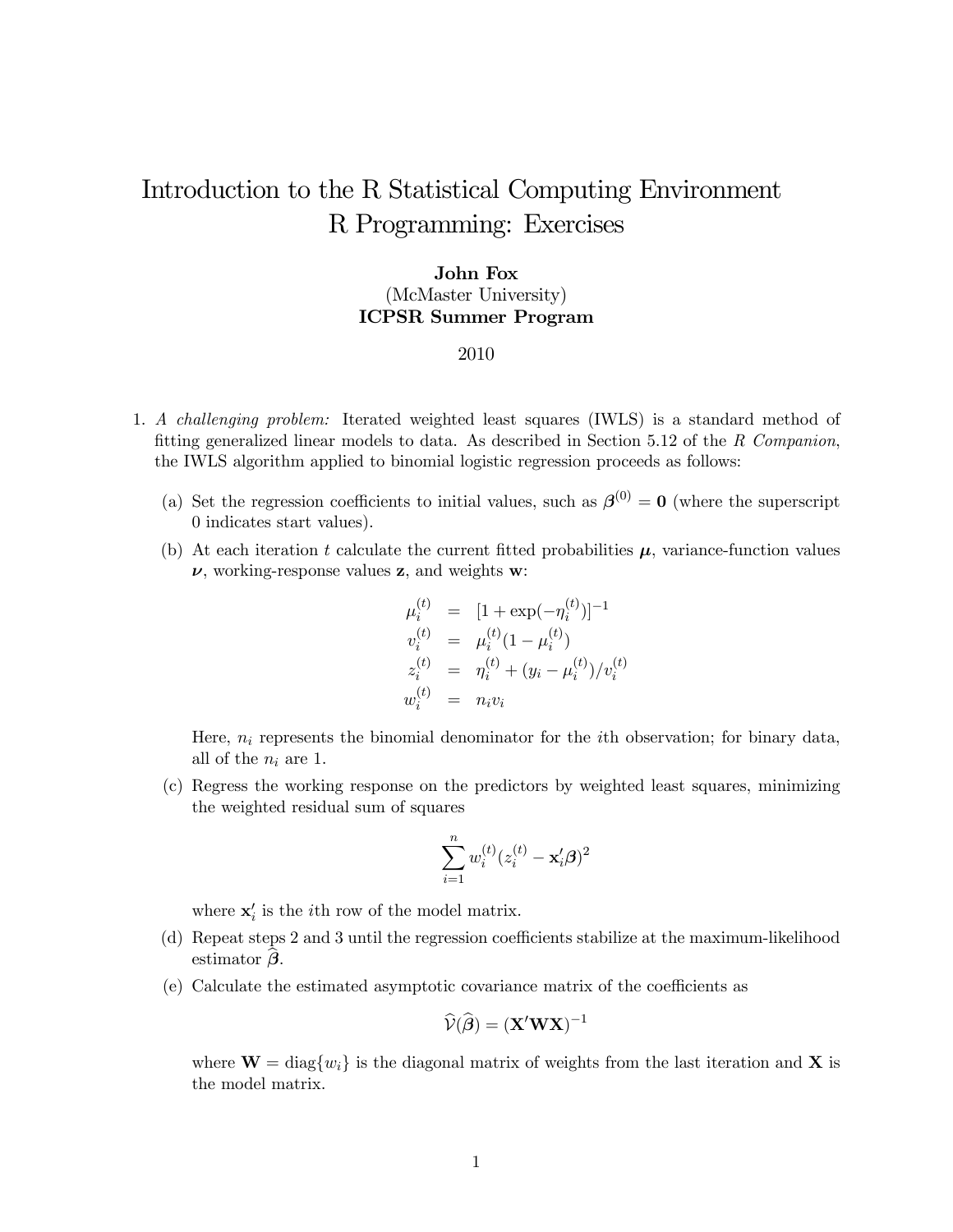# Introduction to the R Statistical Computing Environment
# R Programming: Exercises

**John Fox**
(McMaster University)
**ICPSR Summer Program**

2010

1. *A challenging problem:* Iterated weighted least squares (IWLS) is a standard method of fitting generalized linear models to data. As described in Section 5.12 of the *R Companion*, the IWLS algorithm applied to binomial logistic regression proceeds as follows:

   (a) Set the regression coefficients to initial values, such as $\boldsymbol{\beta}^{(0)} = \mathbf{0}$ (where the superscript 0 indicates start values).

   (b) At each iteration $t$ calculate the current fitted probabilities $\boldsymbol{\mu}$, variance-function values $\boldsymbol{\nu}$, working-response values $\mathbf{z}$, and weights $\mathbf{w}$:

   $$\begin{aligned}
   \mu_i^{(t)} &= [1 + \exp(-\eta_i^{(t)})]^{-1} \\
   v_i^{(t)} &= \mu_i^{(t)}(1 - \mu_i^{(t)}) \\
   z_i^{(t)} &= \eta_i^{(t)} + (y_i - \mu_i^{(t)})/v_i^{(t)} \\
   w_i^{(t)} &= n_i v_i
   \end{aligned}$$

   Here, $n_i$ represents the binomial denominator for the $i$th observation; for binary data, all of the $n_i$ are 1.

   (c) Regress the working response on the predictors by weighted least squares, minimizing the weighted residual sum of squares

   $$\sum_{i=1}^{n} w_i^{(t)} (z_i^{(t)} - \mathbf{x}_i' \boldsymbol{\beta})^2$$

   where $\mathbf{x}_i'$ is the $i$th row of the model matrix.

   (d) Repeat steps 2 and 3 until the regression coefficients stabilize at the maximum-likelihood estimator $\widehat{\boldsymbol{\beta}}$.

   (e) Calculate the estimated asymptotic covariance matrix of the coefficients as

   $$\widehat{\mathcal{V}}(\widehat{\boldsymbol{\beta}}) = (\mathbf{X}'\mathbf{W}\mathbf{X})^{-1}$$

   where $\mathbf{W} = \text{diag}\{w_i\}$ is the diagonal matrix of weights from the last iteration and $\mathbf{X}$ is the model matrix.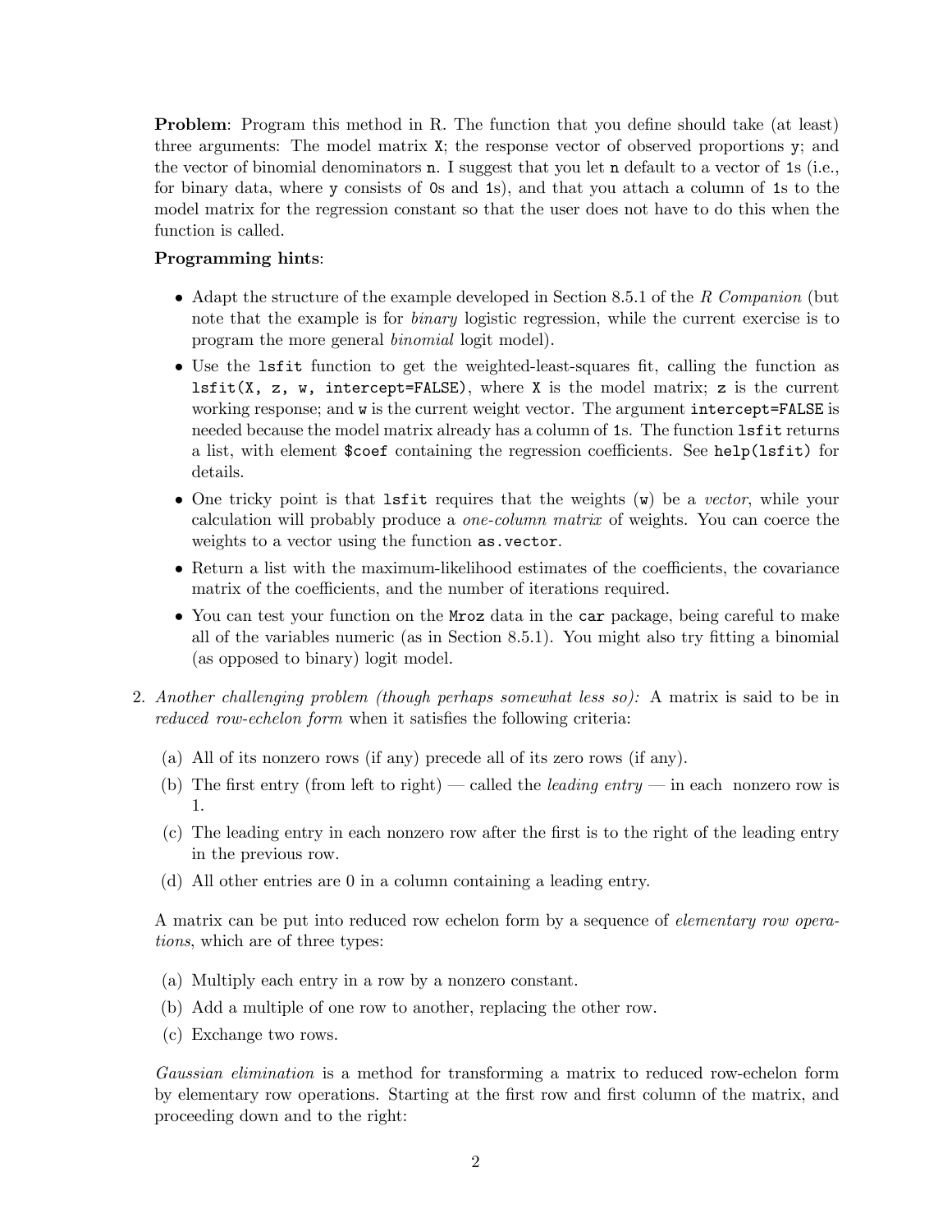**Problem**: Program this method in R. The function that you define should take (at least) three arguments: The model matrix `X`; the response vector of observed proportions `y`; and the vector of binomial denominators `n`. I suggest that you let `n` default to a vector of `1`s (i.e., for binary data, where `y` consists of `0`s and `1`s), and that you attach a column of `1`s to the model matrix for the regression constant so that the user does not have to do this when the function is called.

**Programming hints**:

- Adapt the structure of the example developed in Section 8.5.1 of the *R Companion* (but note that the example is for *binary* logistic regression, while the current exercise is to program the more general *binomial* logit model).
- Use the `lsfit` function to get the weighted-least-squares fit, calling the function as `lsfit(X, z, w, intercept=FALSE)`, where `X` is the model matrix; `z` is the current working response; and `w` is the current weight vector. The argument `intercept=FALSE` is needed because the model matrix already has a column of `1`s. The function `lsfit` returns a list, with element `$coef` containing the regression coefficients. See `help(lsfit)` for details.
- One tricky point is that `lsfit` requires that the weights (`w`) be a *vector*, while your calculation will probably produce a *one-column matrix* of weights. You can coerce the weights to a vector using the function `as.vector`.
- Return a list with the maximum-likelihood estimates of the coefficients, the covariance matrix of the coefficients, and the number of iterations required.
- You can test your function on the `Mroz` data in the `car` package, being careful to make all of the variables numeric (as in Section 8.5.1). You might also try fitting a binomial (as opposed to binary) logit model.

2. *Another challenging problem (though perhaps somewhat less so):* A matrix is said to be in *reduced row-echelon form* when it satisfies the following criteria:

   (a) All of its nonzero rows (if any) precede all of its zero rows (if any).

   (b) The first entry (from left to right) — called the *leading entry* — in each nonzero row is 1.

   (c) The leading entry in each nonzero row after the first is to the right of the leading entry in the previous row.

   (d) All other entries are 0 in a column containing a leading entry.

   A matrix can be put into reduced row echelon form by a sequence of *elementary row operations*, which are of three types:

   (a) Multiply each entry in a row by a nonzero constant.

   (b) Add a multiple of one row to another, replacing the other row.

   (c) Exchange two rows.

   *Gaussian elimination* is a method for transforming a matrix to reduced row-echelon form by elementary row operations. Starting at the first row and first column of the matrix, and proceeding down and to the right: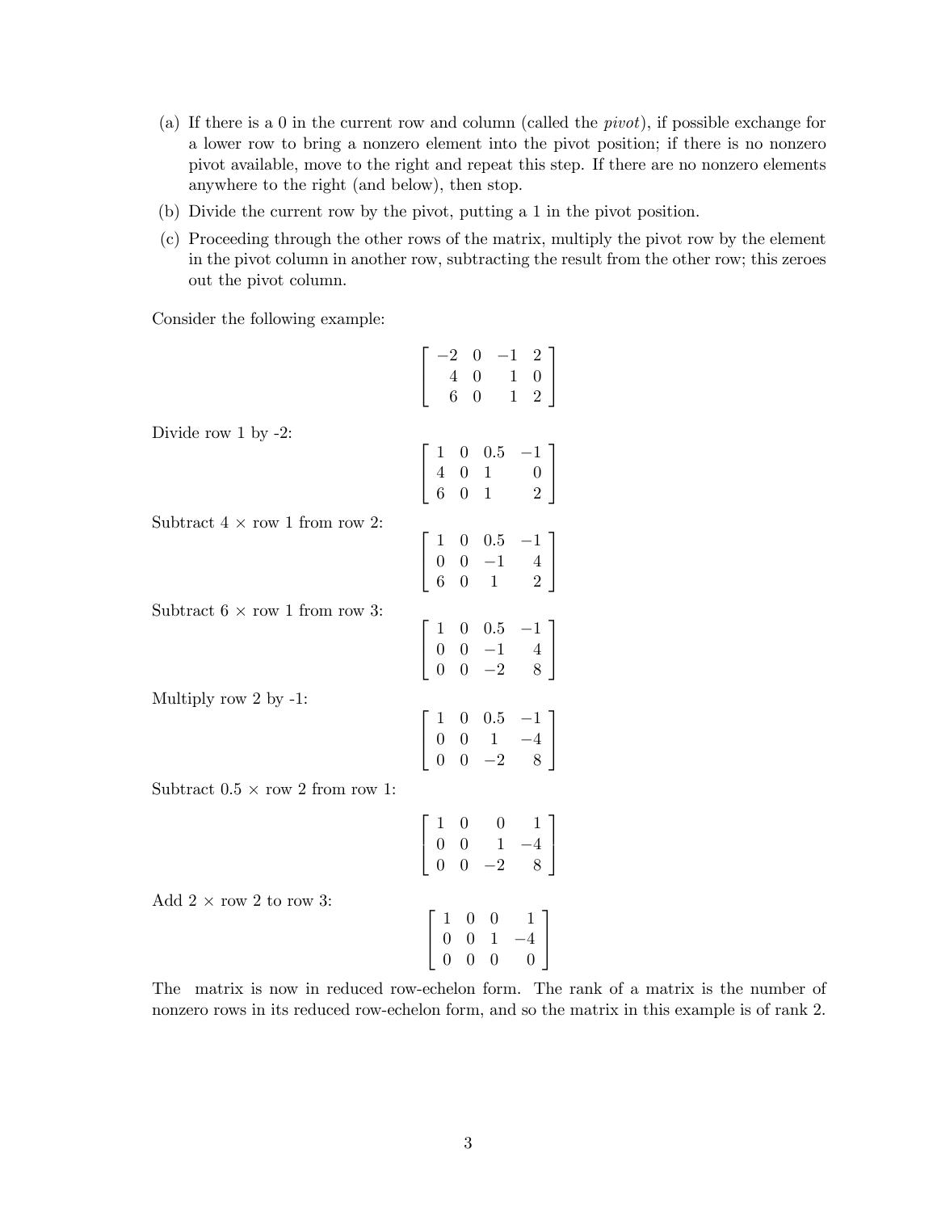(a) If there is a 0 in the current row and column (called the *pivot*), if possible exchange for a lower row to bring a nonzero element into the pivot position; if there is no nonzero pivot available, move to the right and repeat this step. If there are no nonzero elements anywhere to the right (and below), then stop.

(b) Divide the current row by the pivot, putting a 1 in the pivot position.

(c) Proceeding through the other rows of the matrix, multiply the pivot row by the element in the pivot column in another row, subtracting the result from the other row; this zeroes out the pivot column.

Consider the following example:

$$\begin{bmatrix} -2 & 0 & -1 & 2 \\ 4 & 0 & 1 & 0 \\ 6 & 0 & 1 & 2 \end{bmatrix}$$

Divide row 1 by -2:

$$\begin{bmatrix} 1 & 0 & 0.5 & -1 \\ 4 & 0 & 1 & 0 \\ 6 & 0 & 1 & 2 \end{bmatrix}$$

Subtract $4 \times$ row 1 from row 2:

$$\begin{bmatrix} 1 & 0 & 0.5 & -1 \\ 0 & 0 & -1 & 4 \\ 6 & 0 & 1 & 2 \end{bmatrix}$$

Subtract $6 \times$ row 1 from row 3:

$$\begin{bmatrix} 1 & 0 & 0.5 & -1 \\ 0 & 0 & -1 & 4 \\ 0 & 0 & -2 & 8 \end{bmatrix}$$

Multiply row 2 by -1:

$$\begin{bmatrix} 1 & 0 & 0.5 & -1 \\ 0 & 0 & 1 & -4 \\ 0 & 0 & -2 & 8 \end{bmatrix}$$

Subtract $0.5 \times$ row 2 from row 1:

$$\begin{bmatrix} 1 & 0 & 0 & 1 \\ 0 & 0 & 1 & -4 \\ 0 & 0 & -2 & 8 \end{bmatrix}$$

Add $2 \times$ row 2 to row 3:

$$\begin{bmatrix} 1 & 0 & 0 & 1 \\ 0 & 0 & 1 & -4 \\ 0 & 0 & 0 & 0 \end{bmatrix}$$

The matrix is now in reduced row-echelon form. The rank of a matrix is the number of nonzero rows in its reduced row-echelon form, and so the matrix in this example is of rank 2.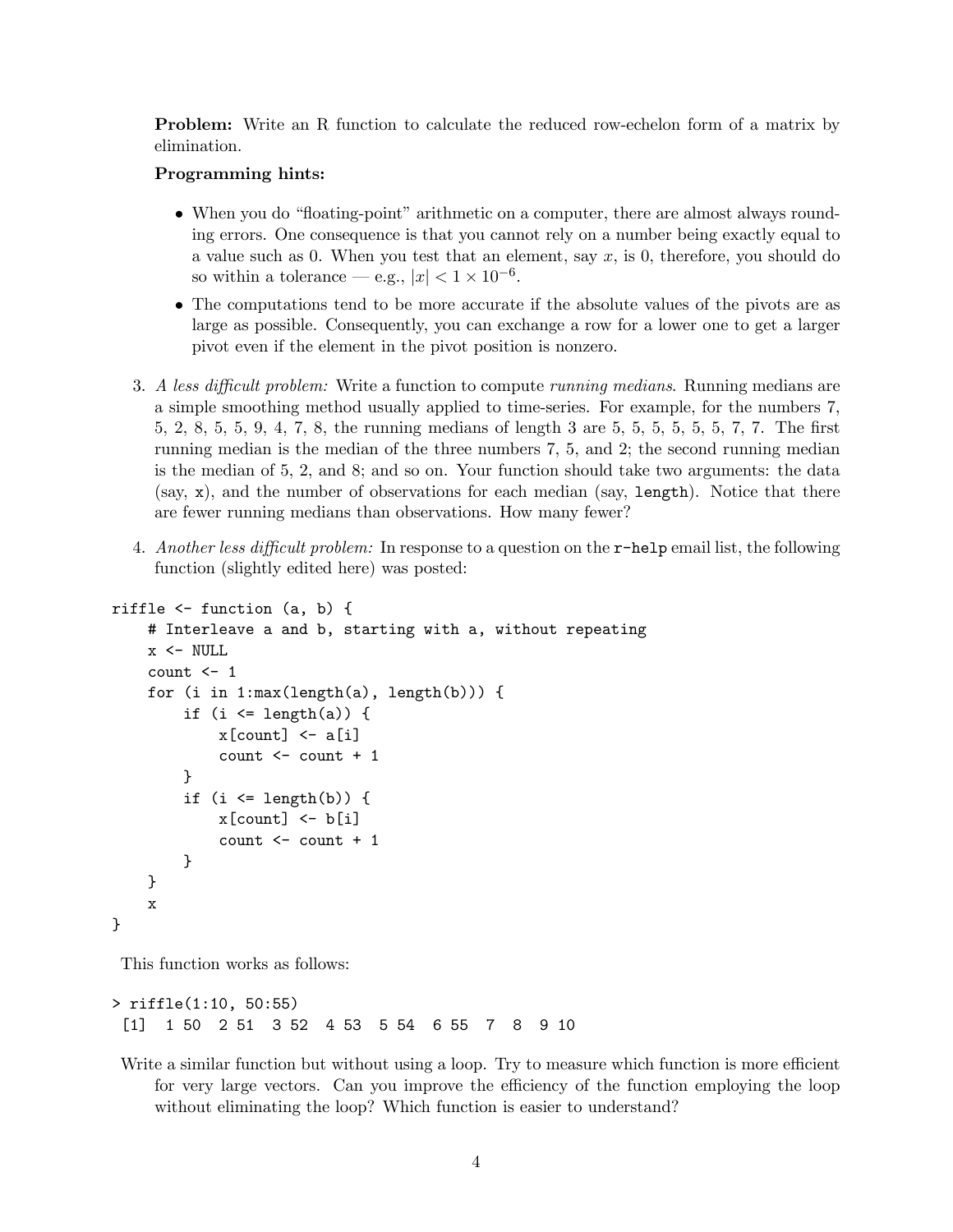**Problem:** Write an R function to calculate the reduced row-echelon form of a matrix by elimination.

**Programming hints:**

- When you do "floating-point" arithmetic on a computer, there are almost always rounding errors. One consequence is that you cannot rely on a number being exactly equal to a value such as 0. When you test that an element, say $x$, is 0, therefore, you should do so within a tolerance — e.g., $|x| < 1 \times 10^{-6}$.
- The computations tend to be more accurate if the absolute values of the pivots are as large as possible. Consequently, you can exchange a row for a lower one to get a larger pivot even if the element in the pivot position is nonzero.

3. *A less difficult problem:* Write a function to compute *running medians*. Running medians are a simple smoothing method usually applied to time-series. For example, for the numbers 7, 5, 2, 8, 5, 5, 9, 4, 7, 8, the running medians of length 3 are 5, 5, 5, 5, 5, 5, 7, 7. The first running median is the median of the three numbers 7, 5, and 2; the second running median is the median of 5, 2, and 8; and so on. Your function should take two arguments: the data (say, `x`), and the number of observations for each median (say, `length`). Notice that there are fewer running medians than observations. How many fewer?

4. *Another less difficult problem:* In response to a question on the `r-help` email list, the following function (slightly edited here) was posted:

```
riffle <- function (a, b) {
    # Interleave a and b, starting with a, without repeating
    x <- NULL
    count <- 1
    for (i in 1:max(length(a), length(b))) {
        if (i <= length(a)) {
            x[count] <- a[i]
            count <- count + 1
        }
        if (i <= length(b)) {
            x[count] <- b[i]
            count <- count + 1
        }
    }
    x
}
```

This function works as follows:

```
> riffle(1:10, 50:55)
 [1]  1 50  2 51  3 52  4 53  5 54  6 55  7  8  9 10
```

Write a similar function but without using a loop. Try to measure which function is more efficient for very large vectors. Can you improve the efficiency of the function employing the loop without eliminating the loop? Which function is easier to understand?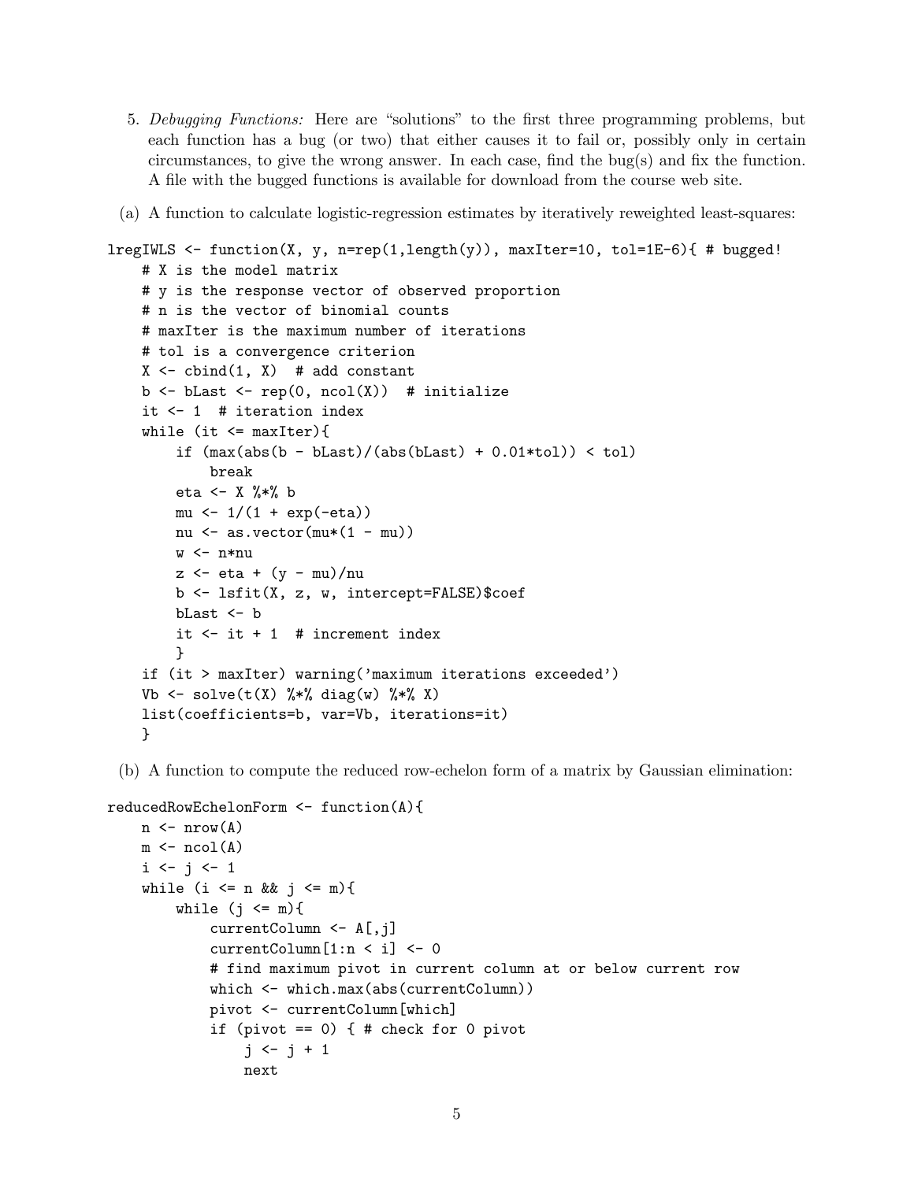5. *Debugging Functions:* Here are "solutions" to the first three programming problems, but each function has a bug (or two) that either causes it to fail or, possibly only in certain circumstances, to give the wrong answer. In each case, find the bug(s) and fix the function. A file with the bugged functions is available for download from the course web site.

(a) A function to calculate logistic-regression estimates by iteratively reweighted least-squares:

```
lregIWLS <- function(X, y, n=rep(1,length(y)), maxIter=10, tol=1E-6){ # bugged!
    # X is the model matrix
    # y is the response vector of observed proportion
    # n is the vector of binomial counts
    # maxIter is the maximum number of iterations
    # tol is a convergence criterion
    X <- cbind(1, X)  # add constant
    b <- bLast <- rep(0, ncol(X))  # initialize
    it <- 1  # iteration index
    while (it <= maxIter){
        if (max(abs(b - bLast)/(abs(bLast) + 0.01*tol)) < tol)
            break
        eta <- X %*% b
        mu <- 1/(1 + exp(-eta))
        nu <- as.vector(mu*(1 - mu))
        w <- n*nu
        z <- eta + (y - mu)/nu
        b <- lsfit(X, z, w, intercept=FALSE)$coef
        bLast <- b
        it <- it + 1  # increment index
        }
    if (it > maxIter) warning('maximum iterations exceeded')
    Vb <- solve(t(X) %*% diag(w) %*% X)
    list(coefficients=b, var=Vb, iterations=it)
    }
```

(b) A function to compute the reduced row-echelon form of a matrix by Gaussian elimination:

```
reducedRowEchelonForm <- function(A){
    n <- nrow(A)
    m <- ncol(A)
    i <- j <- 1
    while (i <= n && j <= m){
        while (j <= m){
            currentColumn <- A[,j]
            currentColumn[1:n < i] <- 0
            # find maximum pivot in current column at or below current row
            which <- which.max(abs(currentColumn))
            pivot <- currentColumn[which]
            if (pivot == 0) { # check for 0 pivot
                j <- j + 1
                next
```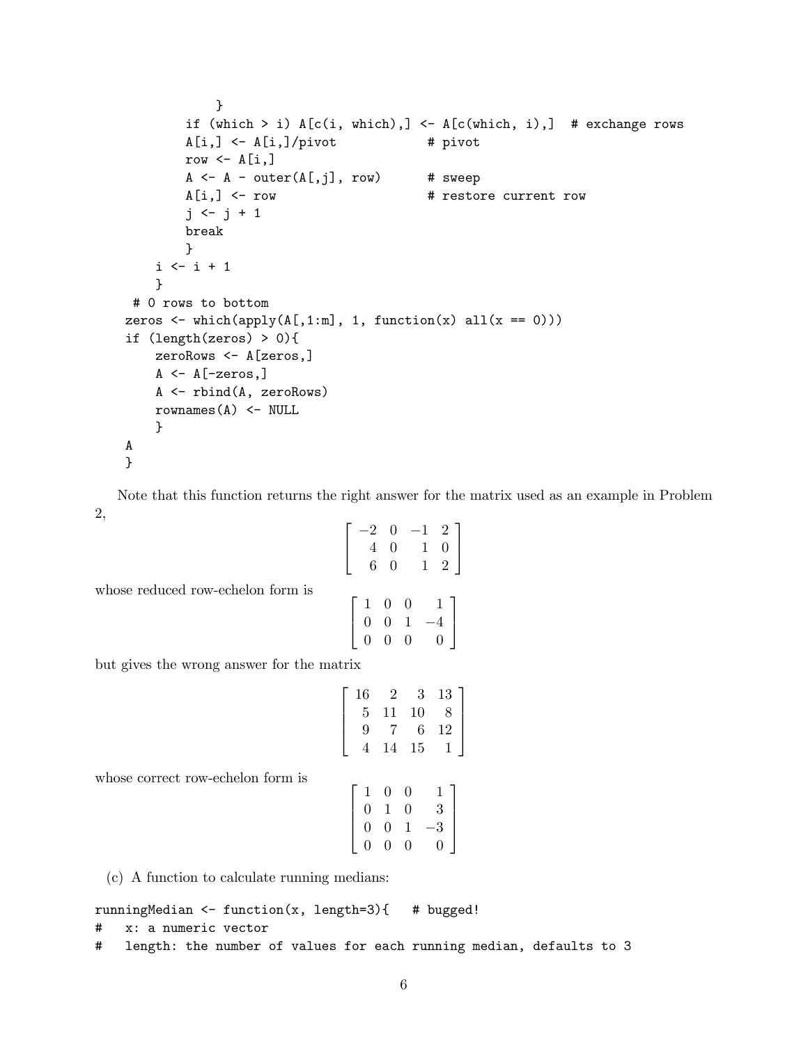```
            }
        if (which > i) A[c(i, which),] <- A[c(which, i),]  # exchange rows
        A[i,] <- A[i,]/pivot            # pivot
        row <- A[i,]
        A <- A - outer(A[,j], row)      # sweep
        A[i,] <- row                    # restore current row
        j <- j + 1
        break
        }
    i <- i + 1
    }
 # 0 rows to bottom
zeros <- which(apply(A[,1:m], 1, function(x) all(x == 0)))
if (length(zeros) > 0){
    zeroRows <- A[zeros,]
    A <- A[-zeros,]
    A <- rbind(A, zeroRows)
    rownames(A) <- NULL
    }
A
}
```

Note that this function returns the right answer for the matrix used as an example in Problem 2,

$$\begin{bmatrix} -2 & 0 & -1 & 2 \\ 4 & 0 & 1 & 0 \\ 6 & 0 & 1 & 2 \end{bmatrix}$$

whose reduced row-echelon form is

$$\begin{bmatrix} 1 & 0 & 0 & 1 \\ 0 & 0 & 1 & -4 \\ 0 & 0 & 0 & 0 \end{bmatrix}$$

but gives the wrong answer for the matrix

$$\begin{bmatrix} 16 & 2 & 3 & 13 \\ 5 & 11 & 10 & 8 \\ 9 & 7 & 6 & 12 \\ 4 & 14 & 15 & 1 \end{bmatrix}$$

whose correct row-echelon form is

$$\begin{bmatrix} 1 & 0 & 0 & 1 \\ 0 & 1 & 0 & 3 \\ 0 & 0 & 1 & -3 \\ 0 & 0 & 0 & 0 \end{bmatrix}$$

(c) A function to calculate running medians:

```
runningMedian <- function(x, length=3){   # bugged!
#   x: a numeric vector
#   length: the number of values for each running median, defaults to 3
```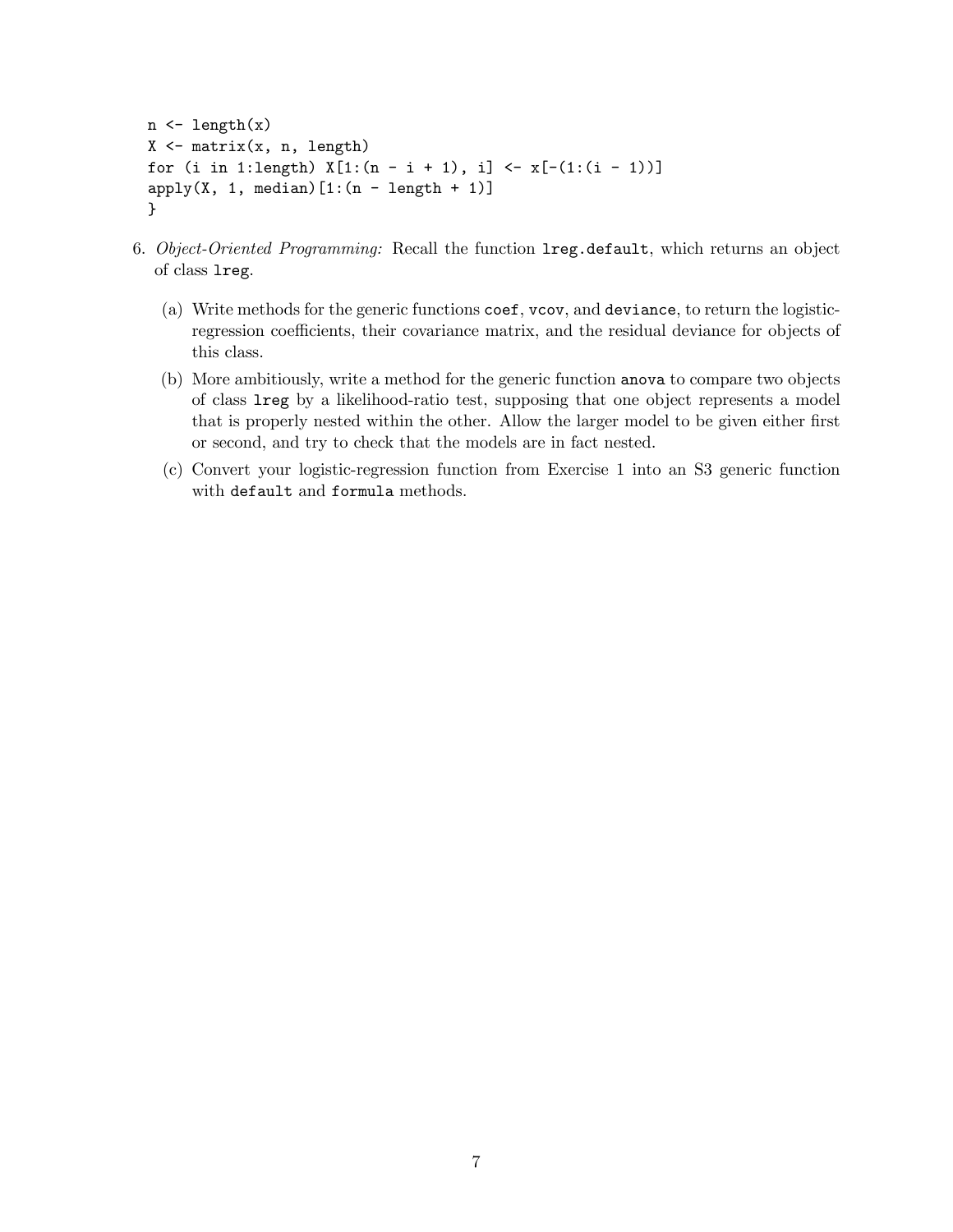```
n <- length(x)
X <- matrix(x, n, length)
for (i in 1:length) X[1:(n - i + 1), i] <- x[-(1:(i - 1))]
apply(X, 1, median)[1:(n - length + 1)]
}
```

6. *Object-Oriented Programming:* Recall the function `lreg.default`, which returns an object of class `lreg`.

   (a) Write methods for the generic functions `coef`, `vcov`, and `deviance`, to return the logistic-regression coefficients, their covariance matrix, and the residual deviance for objects of this class.

   (b) More ambitiously, write a method for the generic function `anova` to compare two objects of class `lreg` by a likelihood-ratio test, supposing that one object represents a model that is properly nested within the other. Allow the larger model to be given either first or second, and try to check that the models are in fact nested.

   (c) Convert your logistic-regression function from Exercise 1 into an S3 generic function with `default` and `formula` methods.